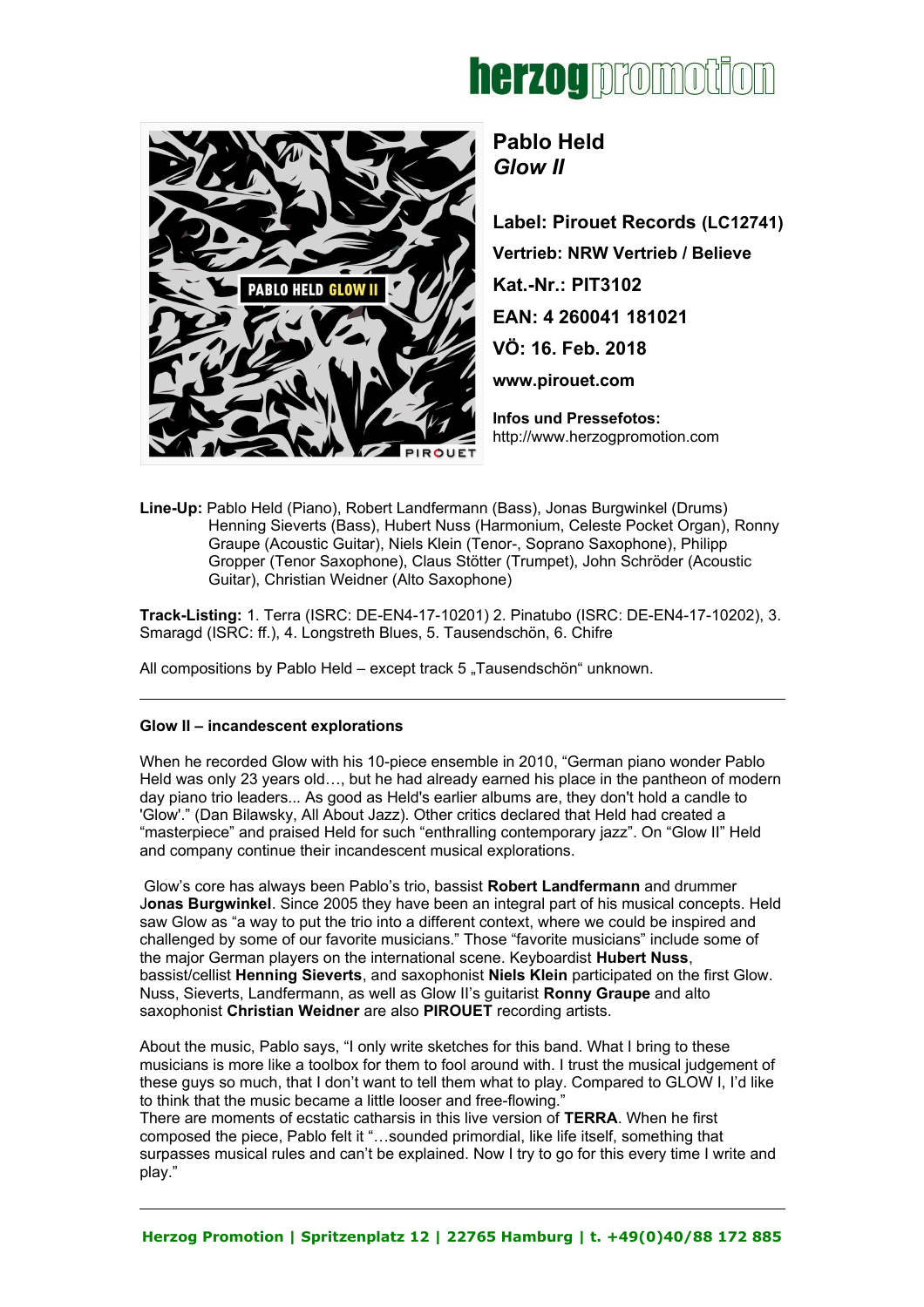# herzogpromotion

**Pablo Held**
***Glow II***

**Label: Pirouet Records (LC12741)**
**Vertrieb: NRW Vertrieb / Believe**
**Kat.-Nr.: PIT3102**
**EAN: 4 260041 181021**
**VÖ: 16. Feb. 2018**
**www.pirouet.com**

**Infos und Pressefotos:**
http://www.herzogpromotion.com

**Line-Up:** Pablo Held (Piano), Robert Landfermann (Bass), Jonas Burgwinkel (Drums) Henning Sieverts (Bass), Hubert Nuss (Harmonium, Celeste Pocket Organ), Ronny Graupe (Acoustic Guitar), Niels Klein (Tenor-, Soprano Saxophone), Philipp Gropper (Tenor Saxophone), Claus Stötter (Trumpet), John Schröder (Acoustic Guitar), Christian Weidner (Alto Saxophone)

**Track-Listing:** 1. Terra (ISRC: DE-EN4-17-10201) 2. Pinatubo (ISRC: DE-EN4-17-10202), 3. Smaragd (ISRC: ff.), 4. Longstreth Blues, 5. Tausendschön, 6. Chifre

All compositions by Pablo Held – except track 5 „Tausendschön" unknown.

---

**Glow II – incandescent explorations**

When he recorded Glow with his 10-piece ensemble in 2010, "German piano wonder Pablo Held was only 23 years old…, but he had already earned his place in the pantheon of modern day piano trio leaders... As good as Held's earlier albums are, they don't hold a candle to 'Glow'." (Dan Bilawsky, All About Jazz). Other critics declared that Held had created a "masterpiece" and praised Held for such "enthralling contemporary jazz". On "Glow II" Held and company continue their incandescent musical explorations.

Glow's core has always been Pablo's trio, bassist **Robert Landfermann** and drummer **Jonas Burgwinkel**. Since 2005 they have been an integral part of his musical concepts. Held saw Glow as "a way to put the trio into a different context, where we could be inspired and challenged by some of our favorite musicians." Those "favorite musicians" include some of the major German players on the international scene. Keyboardist **Hubert Nuss**, bassist/cellist **Henning Sieverts**, and saxophonist **Niels Klein** participated on the first Glow. Nuss, Sieverts, Landfermann, as well as Glow II's guitarist **Ronny Graupe** and alto saxophonist **Christian Weidner** are also **PIROUET** recording artists.

About the music, Pablo says, "I only write sketches for this band. What I bring to these musicians is more like a toolbox for them to fool around with. I trust the musical judgement of these guys so much, that I don't want to tell them what to play. Compared to GLOW I, I'd like to think that the music became a little looser and free-flowing."
There are moments of ecstatic catharsis in this live version of **TERRA**. When he first composed the piece, Pablo felt it "…sounded primordial, like life itself, something that surpasses musical rules and can't be explained. Now I try to go for this every time I write and play."

---

**Herzog Promotion | Spritzenplatz 12 | 22765 Hamburg | t. +49(0)40/88 172 885**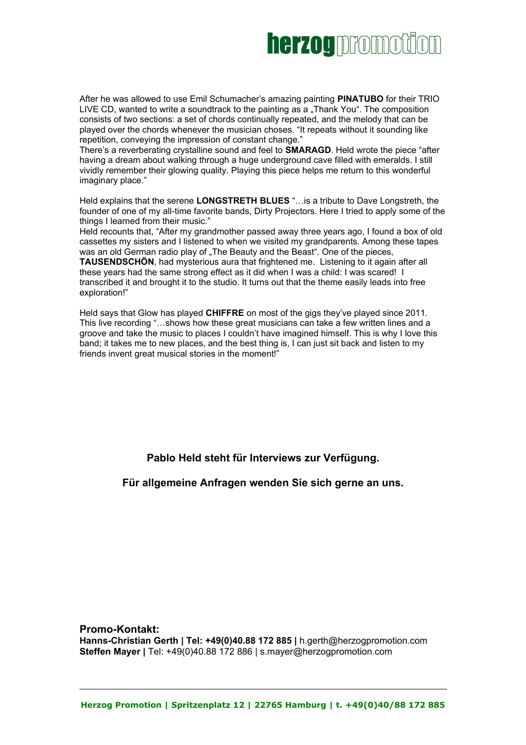After he was allowed to use Emil Schumacher's amazing painting **PINATUBO** for their TRIO LIVE CD, wanted to write a soundtrack to the painting as a „Thank You". The composition consists of two sections: a set of chords continually repeated, and the melody that can be played over the chords whenever the musician choses. "It repeats without it sounding like repetition, conveying the impression of constant change."
There's a reverberating crystalline sound and feel to **SMARAGD**. Held wrote the piece "after having a dream about walking through a huge underground cave filled with emeralds. I still vividly remember their glowing quality. Playing this piece helps me return to this wonderful imaginary place."

Held explains that the serene **LONGSTRETH BLUES** "…is a tribute to Dave Longstreth, the founder of one of my all-time favorite bands, Dirty Projectors. Here I tried to apply some of the things I learned from their music."
Held recounts that, "After my grandmother passed away three years ago, I found a box of old cassettes my sisters and I listened to when we visited my grandparents. Among these tapes was an old German radio play of „The Beauty and the Beast". One of the pieces, **TAUSENDSCHÖN**, had mysterious aura that frightened me. Listening to it again after all these years had the same strong effect as it did when I was a child: I was scared! I transcribed it and brought it to the studio. It turns out that the theme easily leads into free exploration!"

Held says that Glow has played **CHIFFRE** on most of the gigs they've played since 2011. This live recording "…shows how these great musicians can take a few written lines and a groove and take the music to places I couldn't have imagined himself. This is why I love this band; it takes me to new places, and the best thing is, I can just sit back and listen to my friends invent great musical stories in the moment!"

**Pablo Held steht für Interviews zur Verfügung.**

**Für allgemeine Anfragen wenden Sie sich gerne an uns.**

**Promo-Kontakt:**
**Hanns-Christian Gerth | Tel: +49(0)40.88 172 885 |** h.gerth@herzogpromotion.com
**Steffen Mayer |** Tel: +49(0)40.88 172 886 | s.mayer@herzogpromotion.com

**Herzog Promotion | Spritzenplatz 12 | 22765 Hamburg | t. +49(0)40/88 172 885**